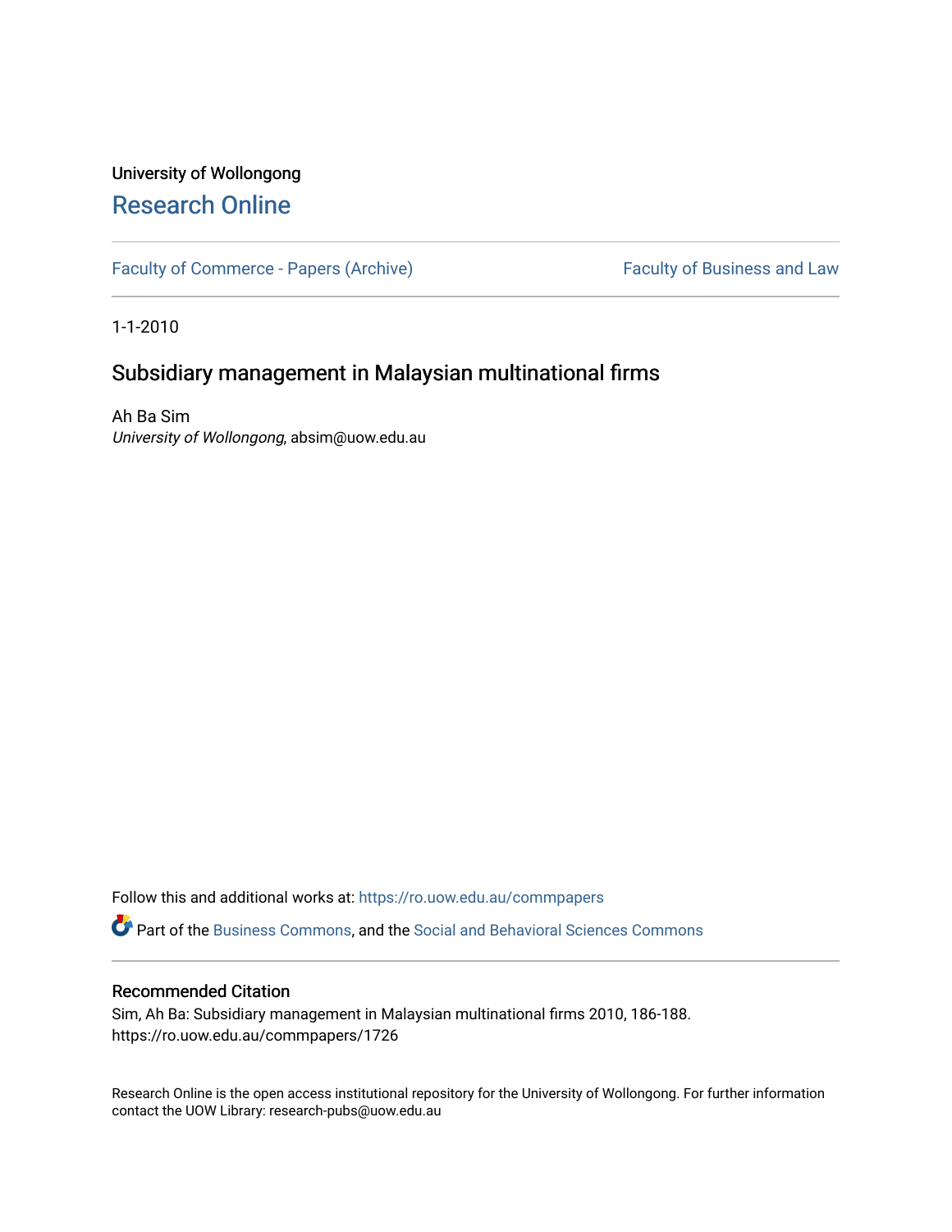University of Wollongong

# Research Online

Faculty of Commerce - Papers (Archive) | Faculty of Business and Law

1-1-2010

## Subsidiary management in Malaysian multinational firms

Ah Ba Sim
*University of Wollongong*, absim@uow.edu.au

Follow this and additional works at: https://ro.uow.edu.au/commpapers

Part of the Business Commons, and the Social and Behavioral Sciences Commons

### Recommended Citation

Sim, Ah Ba: Subsidiary management in Malaysian multinational firms 2010, 186-188.
https://ro.uow.edu.au/commpapers/1726

Research Online is the open access institutional repository for the University of Wollongong. For further information contact the UOW Library: research-pubs@uow.edu.au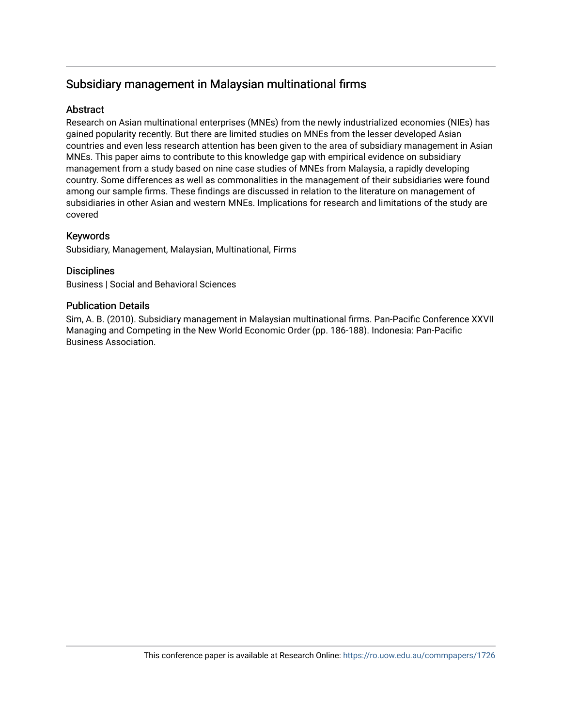## Subsidiary management in Malaysian multinational firms

### Abstract

Research on Asian multinational enterprises (MNEs) from the newly industrialized economies (NIEs) has gained popularity recently. But there are limited studies on MNEs from the lesser developed Asian countries and even less research attention has been given to the area of subsidiary management in Asian MNEs. This paper aims to contribute to this knowledge gap with empirical evidence on subsidiary management from a study based on nine case studies of MNEs from Malaysia, a rapidly developing country. Some differences as well as commonalities in the management of their subsidiaries were found among our sample firms. These findings are discussed in relation to the literature on management of subsidiaries in other Asian and western MNEs. Implications for research and limitations of the study are covered

### Keywords

Subsidiary, Management, Malaysian, Multinational, Firms

### Disciplines

Business | Social and Behavioral Sciences

### Publication Details

Sim, A. B. (2010). Subsidiary management in Malaysian multinational firms. Pan-Pacific Conference XXVII Managing and Competing in the New World Economic Order (pp. 186-188). Indonesia: Pan-Pacific Business Association.

This conference paper is available at Research Online: https://ro.uow.edu.au/commpapers/1726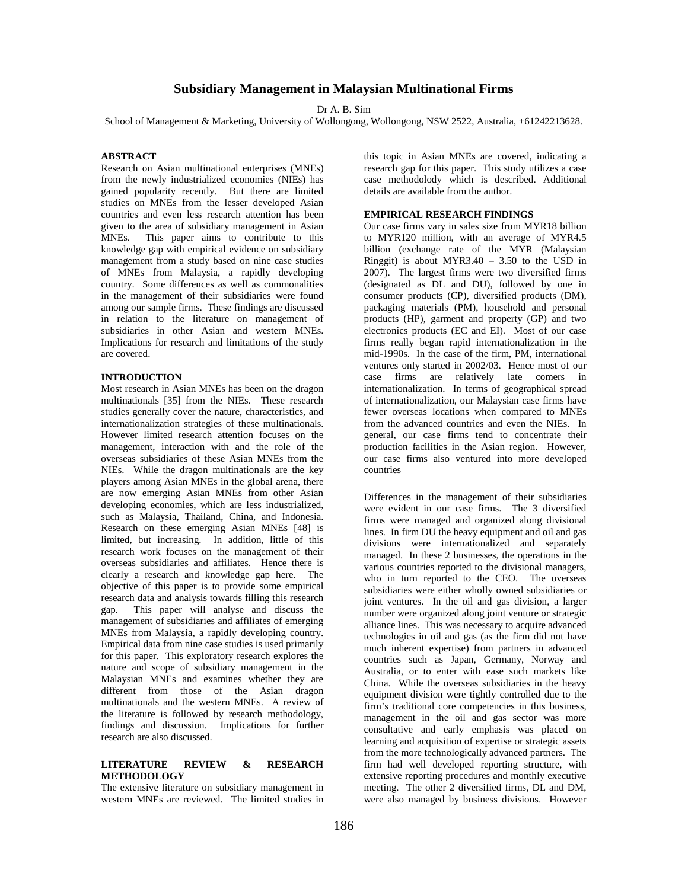# Subsidiary Management in Malaysian Multinational Firms

Dr A. B. Sim

School of Management & Marketing, University of Wollongong, Wollongong, NSW 2522, Australia, +61242213628.

## ABSTRACT

Research on Asian multinational enterprises (MNEs) from the newly industrialized economies (NIEs) has gained popularity recently. But there are limited studies on MNEs from the lesser developed Asian countries and even less research attention has been given to the area of subsidiary management in Asian MNEs. This paper aims to contribute to this knowledge gap with empirical evidence on subsidiary management from a study based on nine case studies of MNEs from Malaysia, a rapidly developing country. Some differences as well as commonalities in the management of their subsidiaries were found among our sample firms. These findings are discussed in relation to the literature on management of subsidiaries in other Asian and western MNEs. Implications for research and limitations of the study are covered.

## INTRODUCTION

Most research in Asian MNEs has been on the dragon multinationals [35] from the NIEs. These research studies generally cover the nature, characteristics, and internationalization strategies of these multinationals. However limited research attention focuses on the management, interaction with and the role of the overseas subsidiaries of these Asian MNEs from the NIEs. While the dragon multinationals are the key players among Asian MNEs in the global arena, there are now emerging Asian MNEs from other Asian developing economies, which are less industrialized, such as Malaysia, Thailand, China, and Indonesia. Research on these emerging Asian MNEs [48] is limited, but increasing. In addition, little of this research work focuses on the management of their overseas subsidiaries and affiliates. Hence there is clearly a research and knowledge gap here. The objective of this paper is to provide some empirical research data and analysis towards filling this research gap. This paper will analyse and discuss the management of subsidiaries and affiliates of emerging MNEs from Malaysia, a rapidly developing country. Empirical data from nine case studies is used primarily for this paper. This exploratory research explores the nature and scope of subsidiary management in the Malaysian MNEs and examines whether they are different from those of the Asian dragon multinationals and the western MNEs. A review of the literature is followed by research methodology, findings and discussion. Implications for further research are also discussed.

## LITERATURE REVIEW & RESEARCH METHODOLOGY

The extensive literature on subsidiary management in western MNEs are reviewed. The limited studies in this topic in Asian MNEs are covered, indicating a research gap for this paper. This study utilizes a case case methodolody which is described. Additional details are available from the author.

## EMPIRICAL RESEARCH FINDINGS

Our case firms vary in sales size from MYR18 billion to MYR120 million, with an average of MYR4.5 billion (exchange rate of the MYR (Malaysian Ringgit) is about MYR3.40 – 3.50 to the USD in 2007). The largest firms were two diversified firms (designated as DL and DU), followed by one in consumer products (CP), diversified products (DM), packaging materials (PM), household and personal products (HP), garment and property (GP) and two electronics products (EC and EI). Most of our case firms really began rapid internationalization in the mid-1990s. In the case of the firm, PM, international ventures only started in 2002/03. Hence most of our case firms are relatively late comers in internationalization. In terms of geographical spread of internationalization, our Malaysian case firms have fewer overseas locations when compared to MNEs from the advanced countries and even the NIEs. In general, our case firms tend to concentrate their production facilities in the Asian region. However, our case firms also ventured into more developed countries

Differences in the management of their subsidiaries were evident in our case firms. The 3 diversified firms were managed and organized along divisional lines. In firm DU the heavy equipment and oil and gas divisions were internationalized and separately managed. In these 2 businesses, the operations in the various countries reported to the divisional managers, who in turn reported to the CEO. The overseas subsidiaries were either wholly owned subsidiaries or joint ventures. In the oil and gas division, a larger number were organized along joint venture or strategic alliance lines. This was necessary to acquire advanced technologies in oil and gas (as the firm did not have much inherent expertise) from partners in advanced countries such as Japan, Germany, Norway and Australia, or to enter with ease such markets like China. While the overseas subsidiaries in the heavy equipment division were tightly controlled due to the firm's traditional core competencies in this business, management in the oil and gas sector was more consultative and early emphasis was placed on learning and acquisition of expertise or strategic assets from the more technologically advanced partners. The firm had well developed reporting structure, with extensive reporting procedures and monthly executive meeting. The other 2 diversified firms, DL and DM, were also managed by business divisions. However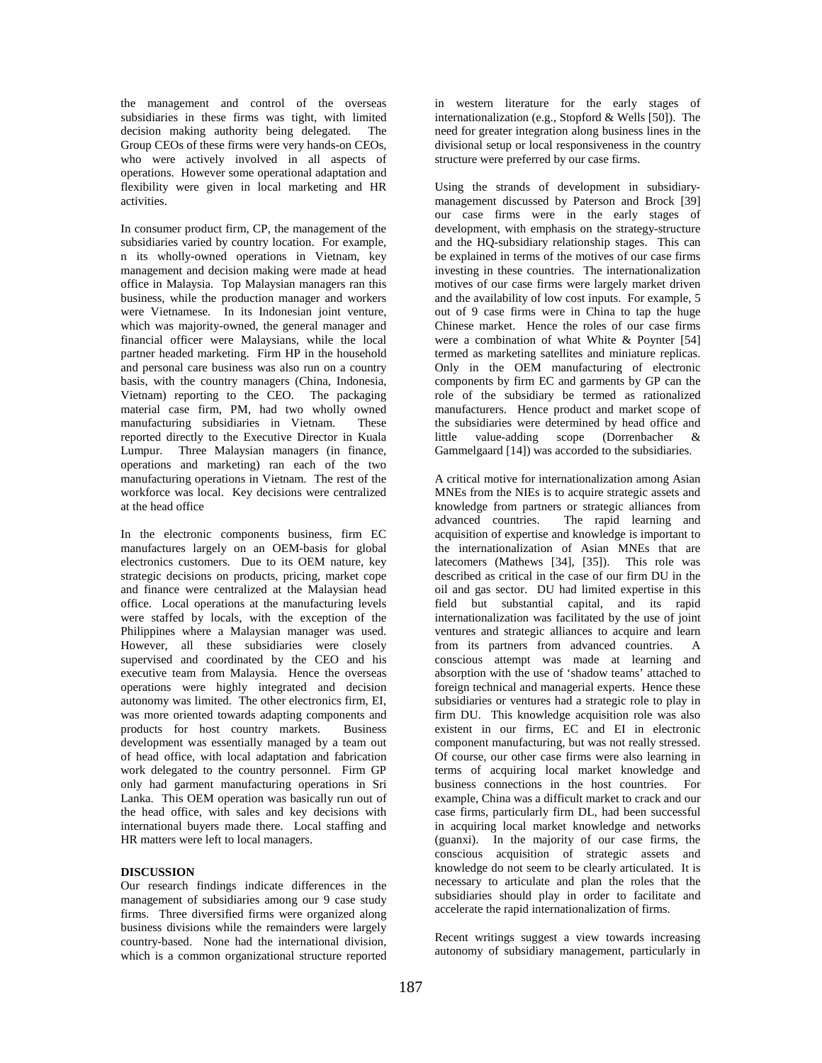the management and control of the overseas subsidiaries in these firms was tight, with limited decision making authority being delegated. The Group CEOs of these firms were very hands-on CEOs, who were actively involved in all aspects of operations. However some operational adaptation and flexibility were given in local marketing and HR activities.

In consumer product firm, CP, the management of the subsidiaries varied by country location. For example, n its wholly-owned operations in Vietnam, key management and decision making were made at head office in Malaysia. Top Malaysian managers ran this business, while the production manager and workers were Vietnamese. In its Indonesian joint venture, which was majority-owned, the general manager and financial officer were Malaysians, while the local partner headed marketing. Firm HP in the household and personal care business was also run on a country basis, with the country managers (China, Indonesia, Vietnam) reporting to the CEO. The packaging material case firm, PM, had two wholly owned manufacturing subsidiaries in Vietnam. These reported directly to the Executive Director in Kuala Lumpur. Three Malaysian managers (in finance, operations and marketing) ran each of the two manufacturing operations in Vietnam. The rest of the workforce was local. Key decisions were centralized at the head office

In the electronic components business, firm EC manufactures largely on an OEM-basis for global electronics customers. Due to its OEM nature, key strategic decisions on products, pricing, market cope and finance were centralized at the Malaysian head office. Local operations at the manufacturing levels were staffed by locals, with the exception of the Philippines where a Malaysian manager was used. However, all these subsidiaries were closely supervised and coordinated by the CEO and his executive team from Malaysia. Hence the overseas operations were highly integrated and decision autonomy was limited. The other electronics firm, EI, was more oriented towards adapting components and products for host country markets. Business development was essentially managed by a team out of head office, with local adaptation and fabrication work delegated to the country personnel. Firm GP only had garment manufacturing operations in Sri Lanka. This OEM operation was basically run out of the head office, with sales and key decisions with international buyers made there. Local staffing and HR matters were left to local managers.

## DISCUSSION

Our research findings indicate differences in the management of subsidiaries among our 9 case study firms. Three diversified firms were organized along business divisions while the remainders were largely country-based. None had the international division, which is a common organizational structure reported in western literature for the early stages of internationalization (e.g., Stopford & Wells [50]). The need for greater integration along business lines in the divisional setup or local responsiveness in the country structure were preferred by our case firms.

Using the strands of development in subsidiary-management discussed by Paterson and Brock [39] our case firms were in the early stages of development, with emphasis on the strategy-structure and the HQ-subsidiary relationship stages. This can be explained in terms of the motives of our case firms investing in these countries. The internationalization motives of our case firms were largely market driven and the availability of low cost inputs. For example, 5 out of 9 case firms were in China to tap the huge Chinese market. Hence the roles of our case firms were a combination of what White & Poynter [54] termed as marketing satellites and miniature replicas. Only in the OEM manufacturing of electronic components by firm EC and garments by GP can the role of the subsidiary be termed as rationalized manufacturers. Hence product and market scope of the subsidiaries were determined by head office and little value-adding scope (Dorrenbacher & Gammelgaard [14]) was accorded to the subsidiaries.

A critical motive for internationalization among Asian MNEs from the NIEs is to acquire strategic assets and knowledge from partners or strategic alliances from advanced countries. The rapid learning and acquisition of expertise and knowledge is important to the internationalization of Asian MNEs that are latecomers (Mathews [34], [35]). This role was described as critical in the case of our firm DU in the oil and gas sector. DU had limited expertise in this field but substantial capital, and its rapid internationalization was facilitated by the use of joint ventures and strategic alliances to acquire and learn from its partners from advanced countries. A conscious attempt was made at learning and absorption with the use of 'shadow teams' attached to foreign technical and managerial experts. Hence these subsidiaries or ventures had a strategic role to play in firm DU. This knowledge acquisition role was also existent in our firms, EC and EI in electronic component manufacturing, but was not really stressed. Of course, our other case firms were also learning in terms of acquiring local market knowledge and business connections in the host countries. For example, China was a difficult market to crack and our case firms, particularly firm DL, had been successful in acquiring local market knowledge and networks (guanxi). In the majority of our case firms, the conscious acquisition of strategic assets and knowledge do not seem to be clearly articulated. It is necessary to articulate and plan the roles that the subsidiaries should play in order to facilitate and accelerate the rapid internationalization of firms.

Recent writings suggest a view towards increasing autonomy of subsidiary management, particularly in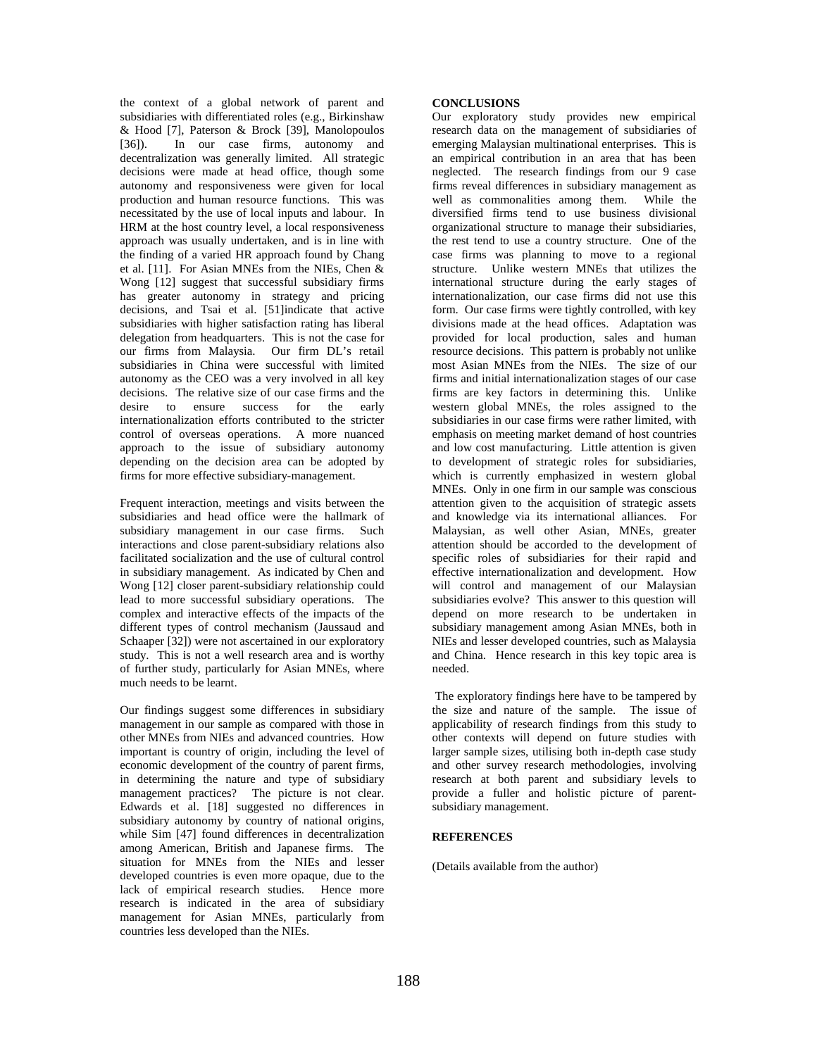the context of a global network of parent and subsidiaries with differentiated roles (e.g., Birkinshaw & Hood [7], Paterson & Brock [39], Manolopoulos [36]). In our case firms, autonomy and decentralization was generally limited. All strategic decisions were made at head office, though some autonomy and responsiveness were given for local production and human resource functions. This was necessitated by the use of local inputs and labour. In HRM at the host country level, a local responsiveness approach was usually undertaken, and is in line with the finding of a varied HR approach found by Chang et al. [11]. For Asian MNEs from the NIEs, Chen & Wong [12] suggest that successful subsidiary firms has greater autonomy in strategy and pricing decisions, and Tsai et al. [51]indicate that active subsidiaries with higher satisfaction rating has liberal delegation from headquarters. This is not the case for our firms from Malaysia. Our firm DL's retail subsidiaries in China were successful with limited autonomy as the CEO was a very involved in all key decisions. The relative size of our case firms and the desire to ensure success for the early internationalization efforts contributed to the stricter control of overseas operations. A more nuanced approach to the issue of subsidiary autonomy depending on the decision area can be adopted by firms for more effective subsidiary-management.

Frequent interaction, meetings and visits between the subsidiaries and head office were the hallmark of subsidiary management in our case firms. Such interactions and close parent-subsidiary relations also facilitated socialization and the use of cultural control in subsidiary management. As indicated by Chen and Wong [12] closer parent-subsidiary relationship could lead to more successful subsidiary operations. The complex and interactive effects of the impacts of the different types of control mechanism (Jaussaud and Schaaper [32]) were not ascertained in our exploratory study. This is not a well research area and is worthy of further study, particularly for Asian MNEs, where much needs to be learnt.

Our findings suggest some differences in subsidiary management in our sample as compared with those in other MNEs from NIEs and advanced countries. How important is country of origin, including the level of economic development of the country of parent firms, in determining the nature and type of subsidiary management practices? The picture is not clear. Edwards et al. [18] suggested no differences in subsidiary autonomy by country of national origins, while Sim [47] found differences in decentralization among American, British and Japanese firms. The situation for MNEs from the NIEs and lesser developed countries is even more opaque, due to the lack of empirical research studies. Hence more research is indicated in the area of subsidiary management for Asian MNEs, particularly from countries less developed than the NIEs.

**CONCLUSIONS**

Our exploratory study provides new empirical research data on the management of subsidiaries of emerging Malaysian multinational enterprises. This is an empirical contribution in an area that has been neglected. The research findings from our 9 case firms reveal differences in subsidiary management as well as commonalities among them. While the diversified firms tend to use business divisional organizational structure to manage their subsidiaries, the rest tend to use a country structure. One of the case firms was planning to move to a regional structure. Unlike western MNEs that utilizes the international structure during the early stages of internationalization, our case firms did not use this form. Our case firms were tightly controlled, with key divisions made at the head offices. Adaptation was provided for local production, sales and human resource decisions. This pattern is probably not unlike most Asian MNEs from the NIEs. The size of our firms and initial internationalization stages of our case firms are key factors in determining this. Unlike western global MNEs, the roles assigned to the subsidiaries in our case firms were rather limited, with emphasis on meeting market demand of host countries and low cost manufacturing. Little attention is given to development of strategic roles for subsidiaries, which is currently emphasized in western global MNEs. Only in one firm in our sample was conscious attention given to the acquisition of strategic assets and knowledge via its international alliances. For Malaysian, as well other Asian, MNEs, greater attention should be accorded to the development of specific roles of subsidiaries for their rapid and effective internationalization and development. How will control and management of our Malaysian subsidiaries evolve? This answer to this question will depend on more research to be undertaken in subsidiary management among Asian MNEs, both in NIEs and lesser developed countries, such as Malaysia and China. Hence research in this key topic area is needed.

The exploratory findings here have to be tampered by the size and nature of the sample. The issue of applicability of research findings from this study to other contexts will depend on future studies with larger sample sizes, utilising both in-depth case study and other survey research methodologies, involving research at both parent and subsidiary levels to provide a fuller and holistic picture of parent-subsidiary management.

**REFERENCES**

(Details available from the author)